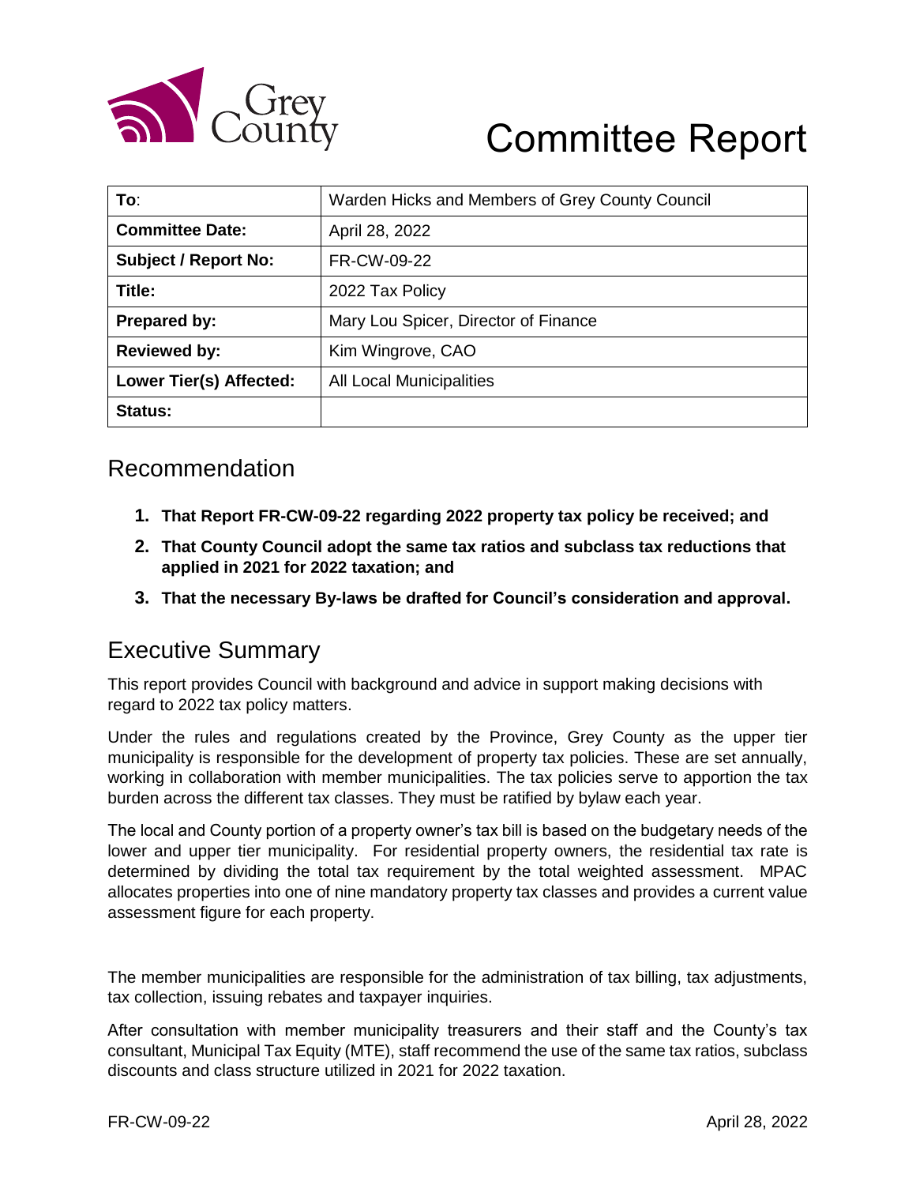# Committee Report

| To: | Warden Hicks and Members of Grey County Council |
|---|---|
| **Committee Date:** | April 28, 2022 |
| **Subject / Report No:** | FR-CW-09-22 |
| **Title:** | 2022 Tax Policy |
| **Prepared by:** | Mary Lou Spicer, Director of Finance |
| **Reviewed by:** | Kim Wingrove, CAO |
| **Lower Tier(s) Affected:** | All Local Municipalities |
| **Status:** | |

## Recommendation

1. **That Report FR-CW-09-22 regarding 2022 property tax policy be received; and**
2. **That County Council adopt the same tax ratios and subclass tax reductions that applied in 2021 for 2022 taxation; and**
3. **That the necessary By-laws be drafted for Council's consideration and approval.**

## Executive Summary

This report provides Council with background and advice in support making decisions with regard to 2022 tax policy matters.

Under the rules and regulations created by the Province, Grey County as the upper tier municipality is responsible for the development of property tax policies. These are set annually, working in collaboration with member municipalities. The tax policies serve to apportion the tax burden across the different tax classes. They must be ratified by bylaw each year.

The local and County portion of a property owner's tax bill is based on the budgetary needs of the lower and upper tier municipality. For residential property owners, the residential tax rate is determined by dividing the total tax requirement by the total weighted assessment. MPAC allocates properties into one of nine mandatory property tax classes and provides a current value assessment figure for each property.

The member municipalities are responsible for the administration of tax billing, tax adjustments, tax collection, issuing rebates and taxpayer inquiries.

After consultation with member municipality treasurers and their staff and the County's tax consultant, Municipal Tax Equity (MTE), staff recommend the use of the same tax ratios, subclass discounts and class structure utilized in 2021 for 2022 taxation.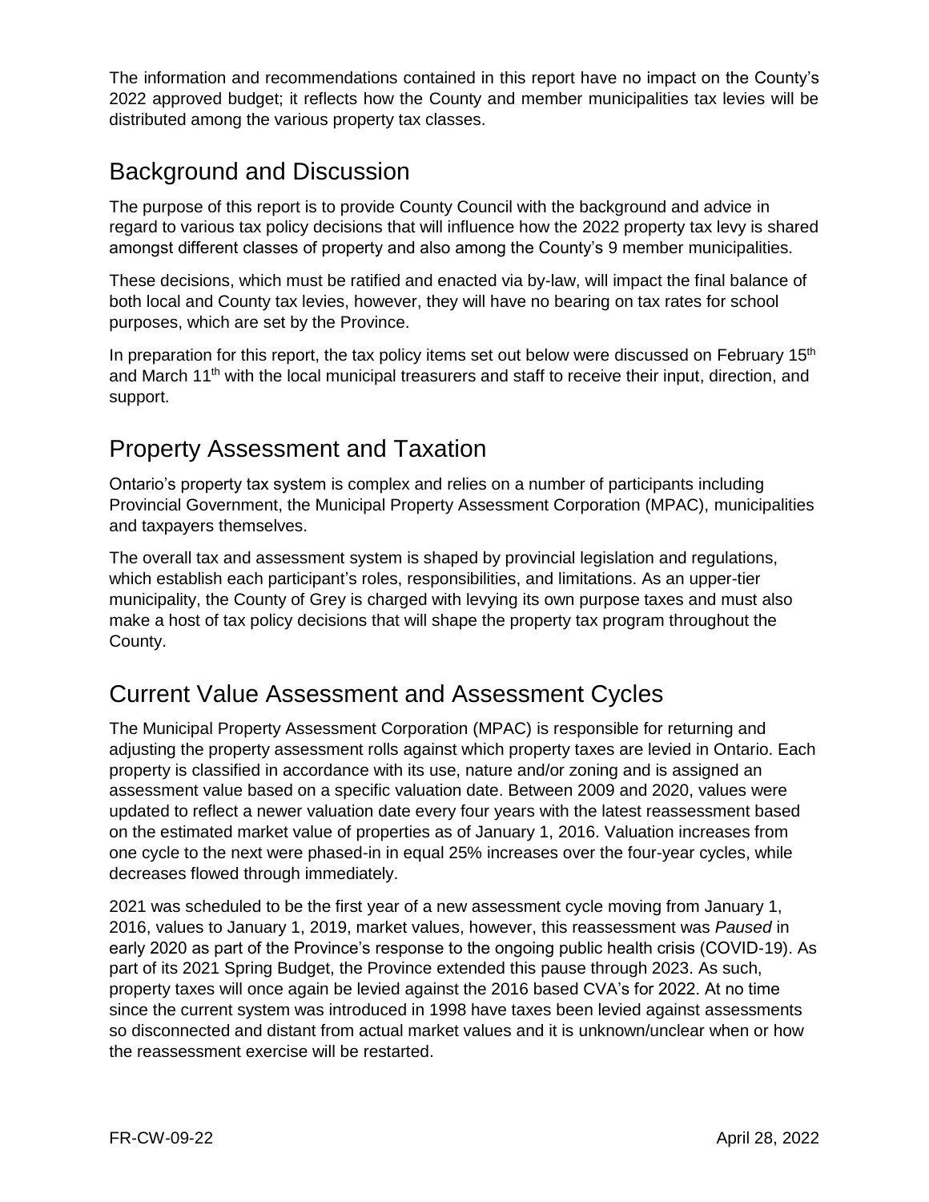The information and recommendations contained in this report have no impact on the County's 2022 approved budget; it reflects how the County and member municipalities tax levies will be distributed among the various property tax classes.

## Background and Discussion

The purpose of this report is to provide County Council with the background and advice in regard to various tax policy decisions that will influence how the 2022 property tax levy is shared amongst different classes of property and also among the County's 9 member municipalities.

These decisions, which must be ratified and enacted via by-law, will impact the final balance of both local and County tax levies, however, they will have no bearing on tax rates for school purposes, which are set by the Province.

In preparation for this report, the tax policy items set out below were discussed on February 15th and March 11th with the local municipal treasurers and staff to receive their input, direction, and support.

## Property Assessment and Taxation

Ontario's property tax system is complex and relies on a number of participants including Provincial Government, the Municipal Property Assessment Corporation (MPAC), municipalities and taxpayers themselves.

The overall tax and assessment system is shaped by provincial legislation and regulations, which establish each participant's roles, responsibilities, and limitations. As an upper-tier municipality, the County of Grey is charged with levying its own purpose taxes and must also make a host of tax policy decisions that will shape the property tax program throughout the County.

## Current Value Assessment and Assessment Cycles

The Municipal Property Assessment Corporation (MPAC) is responsible for returning and adjusting the property assessment rolls against which property taxes are levied in Ontario. Each property is classified in accordance with its use, nature and/or zoning and is assigned an assessment value based on a specific valuation date. Between 2009 and 2020, values were updated to reflect a newer valuation date every four years with the latest reassessment based on the estimated market value of properties as of January 1, 2016. Valuation increases from one cycle to the next were phased-in in equal 25% increases over the four-year cycles, while decreases flowed through immediately.

2021 was scheduled to be the first year of a new assessment cycle moving from January 1, 2016, values to January 1, 2019, market values, however, this reassessment was *Paused* in early 2020 as part of the Province's response to the ongoing public health crisis (COVID-19). As part of its 2021 Spring Budget, the Province extended this pause through 2023. As such, property taxes will once again be levied against the 2016 based CVA's for 2022. At no time since the current system was introduced in 1998 have taxes been levied against assessments so disconnected and distant from actual market values and it is unknown/unclear when or how the reassessment exercise will be restarted.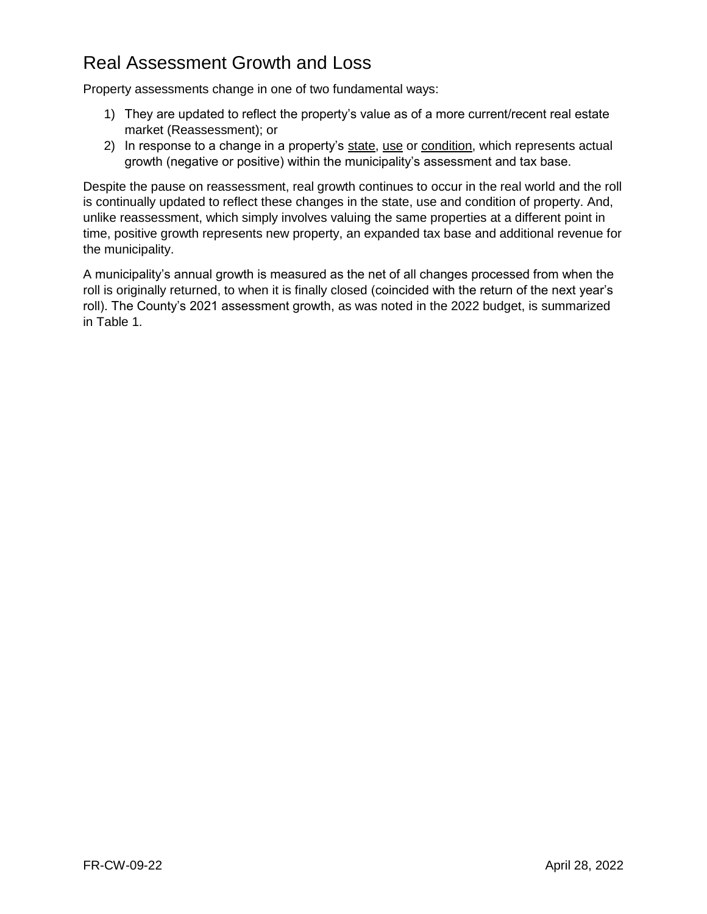## Real Assessment Growth and Loss

Property assessments change in one of two fundamental ways:

1) They are updated to reflect the property's value as of a more current/recent real estate market (Reassessment); or
2) In response to a change in a property's <u>state</u>, <u>use</u> or <u>condition</u>, which represents actual growth (negative or positive) within the municipality's assessment and tax base.

Despite the pause on reassessment, real growth continues to occur in the real world and the roll is continually updated to reflect these changes in the state, use and condition of property. And, unlike reassessment, which simply involves valuing the same properties at a different point in time, positive growth represents new property, an expanded tax base and additional revenue for the municipality.

A municipality's annual growth is measured as the net of all changes processed from when the roll is originally returned, to when it is finally closed (coincided with the return of the next year's roll). The County's 2021 assessment growth, as was noted in the 2022 budget, is summarized in Table 1.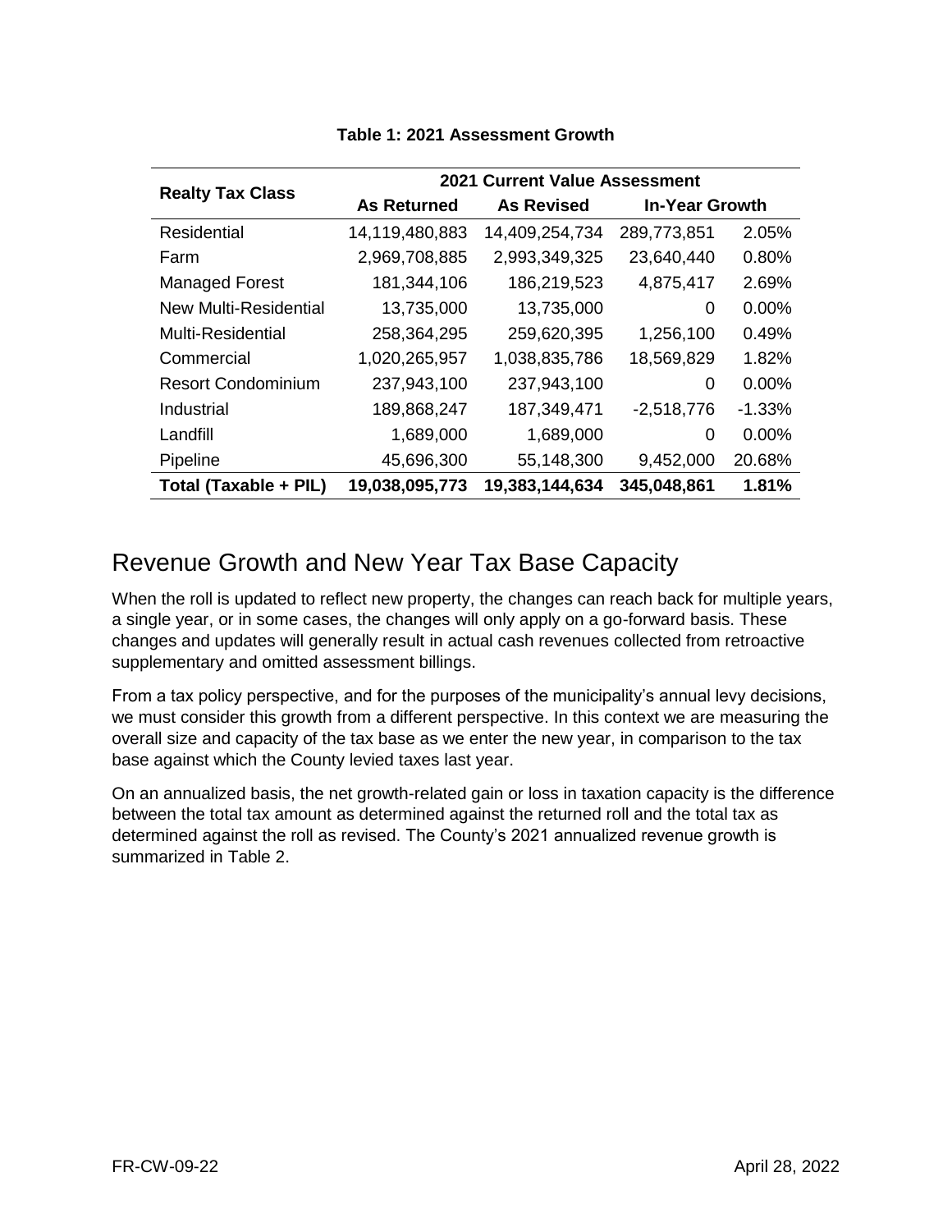**Table 1: 2021 Assessment Growth**

| Realty Tax Class | 2021 Current Value Assessment | | | |
|---|---|---|---|---|
| | As Returned | As Revised | In-Year Growth | |
| Residential | 14,119,480,883 | 14,409,254,734 | 289,773,851 | 2.05% |
| Farm | 2,969,708,885 | 2,993,349,325 | 23,640,440 | 0.80% |
| Managed Forest | 181,344,106 | 186,219,523 | 4,875,417 | 2.69% |
| New Multi-Residential | 13,735,000 | 13,735,000 | 0 | 0.00% |
| Multi-Residential | 258,364,295 | 259,620,395 | 1,256,100 | 0.49% |
| Commercial | 1,020,265,957 | 1,038,835,786 | 18,569,829 | 1.82% |
| Resort Condominium | 237,943,100 | 237,943,100 | 0 | 0.00% |
| Industrial | 189,868,247 | 187,349,471 | -2,518,776 | -1.33% |
| Landfill | 1,689,000 | 1,689,000 | 0 | 0.00% |
| Pipeline | 45,696,300 | 55,148,300 | 9,452,000 | 20.68% |
| **Total (Taxable + PIL)** | **19,038,095,773** | **19,383,144,634** | **345,048,861** | **1.81%** |

## Revenue Growth and New Year Tax Base Capacity

When the roll is updated to reflect new property, the changes can reach back for multiple years, a single year, or in some cases, the changes will only apply on a go-forward basis. These changes and updates will generally result in actual cash revenues collected from retroactive supplementary and omitted assessment billings.

From a tax policy perspective, and for the purposes of the municipality's annual levy decisions, we must consider this growth from a different perspective. In this context we are measuring the overall size and capacity of the tax base as we enter the new year, in comparison to the tax base against which the County levied taxes last year.

On an annualized basis, the net growth-related gain or loss in taxation capacity is the difference between the total tax amount as determined against the returned roll and the total tax as determined against the roll as revised. The County's 2021 annualized revenue growth is summarized in Table 2.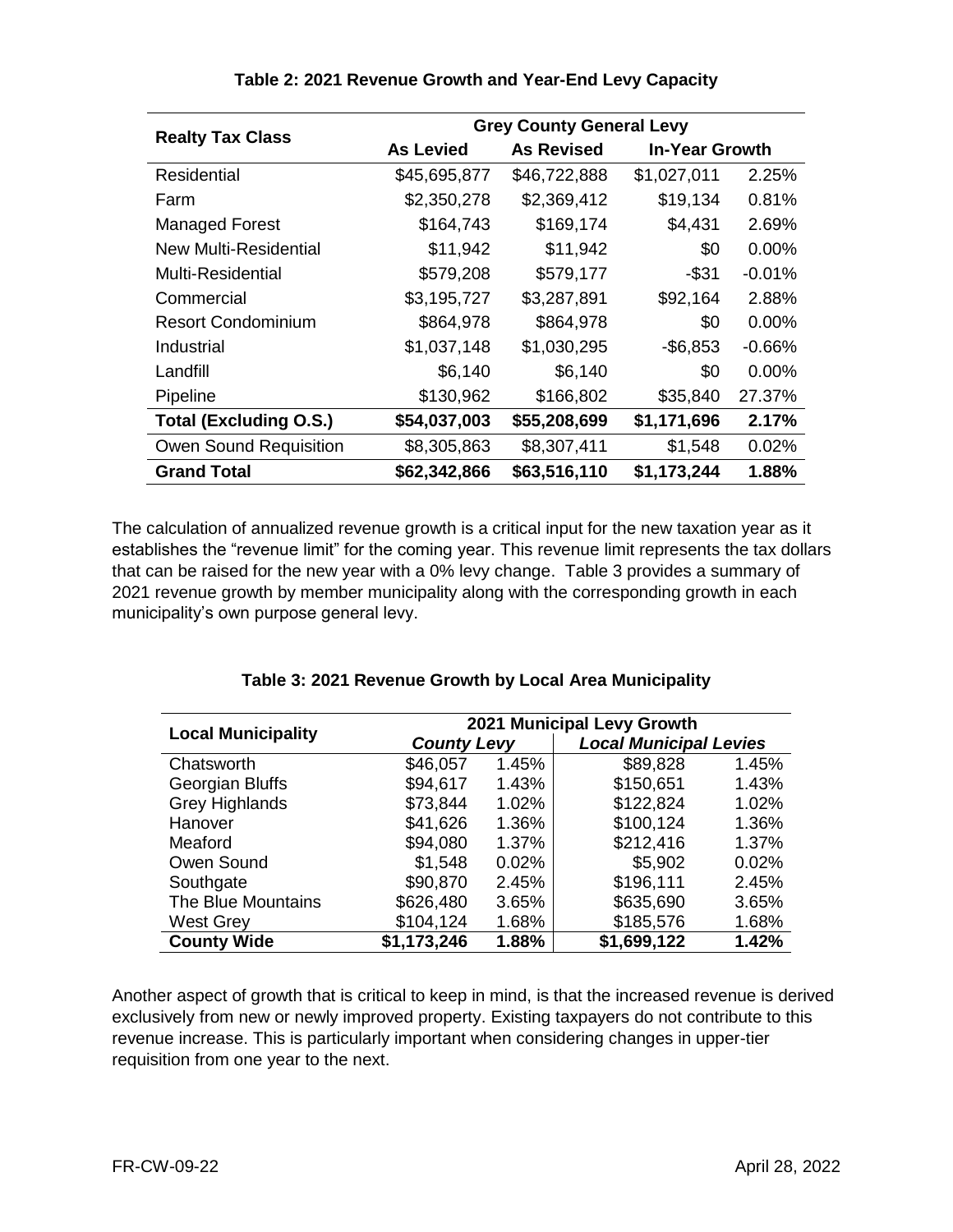**Table 2: 2021 Revenue Growth and Year-End Levy Capacity**

| Realty Tax Class | Grey County General Levy | | | |
|---|---|---|---|---|
| | As Levied | As Revised | In-Year Growth | |
| Residential | $45,695,877 | $46,722,888 | $1,027,011 | 2.25% |
| Farm | $2,350,278 | $2,369,412 | $19,134 | 0.81% |
| Managed Forest | $164,743 | $169,174 | $4,431 | 2.69% |
| New Multi-Residential | $11,942 | $11,942 | $0 | 0.00% |
| Multi-Residential | $579,208 | $579,177 | -$31 | -0.01% |
| Commercial | $3,195,727 | $3,287,891 | $92,164 | 2.88% |
| Resort Condominium | $864,978 | $864,978 | $0 | 0.00% |
| Industrial | $1,037,148 | $1,030,295 | -$6,853 | -0.66% |
| Landfill | $6,140 | $6,140 | $0 | 0.00% |
| Pipeline | $130,962 | $166,802 | $35,840 | 27.37% |
| **Total (Excluding O.S.)** | **$54,037,003** | **$55,208,699** | **$1,171,696** | **2.17%** |
| Owen Sound Requisition | $8,305,863 | $8,307,411 | $1,548 | 0.02% |
| **Grand Total** | **$62,342,866** | **$63,516,110** | **$1,173,244** | **1.88%** |

The calculation of annualized revenue growth is a critical input for the new taxation year as it establishes the "revenue limit" for the coming year. This revenue limit represents the tax dollars that can be raised for the new year with a 0% levy change. Table 3 provides a summary of 2021 revenue growth by member municipality along with the corresponding growth in each municipality's own purpose general levy.

**Table 3: 2021 Revenue Growth by Local Area Municipality**

| Local Municipality | 2021 Municipal Levy Growth | | | |
|---|---|---|---|---|
| | *County Levy* | | *Local Municipal Levies* | |
| Chatsworth | $46,057 | 1.45% | $89,828 | 1.45% |
| Georgian Bluffs | $94,617 | 1.43% | $150,651 | 1.43% |
| Grey Highlands | $73,844 | 1.02% | $122,824 | 1.02% |
| Hanover | $41,626 | 1.36% | $100,124 | 1.36% |
| Meaford | $94,080 | 1.37% | $212,416 | 1.37% |
| Owen Sound | $1,548 | 0.02% | $5,902 | 0.02% |
| Southgate | $90,870 | 2.45% | $196,111 | 2.45% |
| The Blue Mountains | $626,480 | 3.65% | $635,690 | 3.65% |
| West Grey | $104,124 | 1.68% | $185,576 | 1.68% |
| **County Wide** | **$1,173,246** | **1.88%** | **$1,699,122** | **1.42%** |

Another aspect of growth that is critical to keep in mind, is that the increased revenue is derived exclusively from new or newly improved property. Existing taxpayers do not contribute to this revenue increase. This is particularly important when considering changes in upper-tier requisition from one year to the next.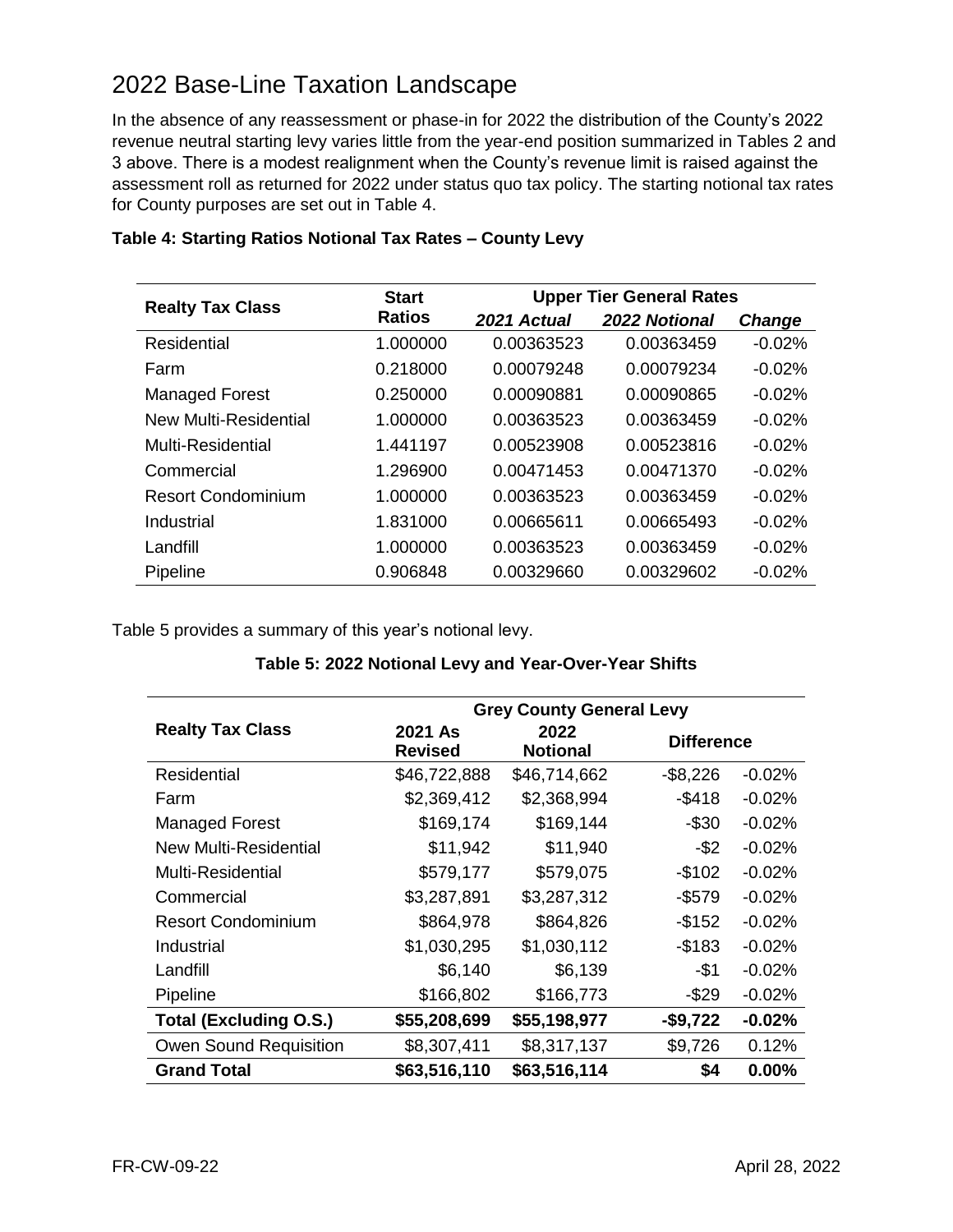# 2022 Base-Line Taxation Landscape

In the absence of any reassessment or phase-in for 2022 the distribution of the County's 2022 revenue neutral starting levy varies little from the year-end position summarized in Tables 2 and 3 above. There is a modest realignment when the County's revenue limit is raised against the assessment roll as returned for 2022 under status quo tax policy. The starting notional tax rates for County purposes are set out in Table 4.

**Table 4: Starting Ratios Notional Tax Rates – County Levy**

| Realty Tax Class | Start Ratios | Upper Tier General Rates | | |
|---|---|---|---|---|
| | | *2021 Actual* | *2022 Notional* | *Change* |
| Residential | 1.000000 | 0.00363523 | 0.00363459 | -0.02% |
| Farm | 0.218000 | 0.00079248 | 0.00079234 | -0.02% |
| Managed Forest | 0.250000 | 0.00090881 | 0.00090865 | -0.02% |
| New Multi-Residential | 1.000000 | 0.00363523 | 0.00363459 | -0.02% |
| Multi-Residential | 1.441197 | 0.00523908 | 0.00523816 | -0.02% |
| Commercial | 1.296900 | 0.00471453 | 0.00471370 | -0.02% |
| Resort Condominium | 1.000000 | 0.00363523 | 0.00363459 | -0.02% |
| Industrial | 1.831000 | 0.00665611 | 0.00665493 | -0.02% |
| Landfill | 1.000000 | 0.00363523 | 0.00363459 | -0.02% |
| Pipeline | 0.906848 | 0.00329660 | 0.00329602 | -0.02% |

Table 5 provides a summary of this year's notional levy.

**Table 5: 2022 Notional Levy and Year-Over-Year Shifts**

| Realty Tax Class | Grey County General Levy | | | |
|---|---|---|---|---|
| | 2021 As Revised | 2022 Notional | Difference | |
| Residential | $46,722,888 | $46,714,662 | -$8,226 | -0.02% |
| Farm | $2,369,412 | $2,368,994 | -$418 | -0.02% |
| Managed Forest | $169,174 | $169,144 | -$30 | -0.02% |
| New Multi-Residential | $11,942 | $11,940 | -$2 | -0.02% |
| Multi-Residential | $579,177 | $579,075 | -$102 | -0.02% |
| Commercial | $3,287,891 | $3,287,312 | -$579 | -0.02% |
| Resort Condominium | $864,978 | $864,826 | -$152 | -0.02% |
| Industrial | $1,030,295 | $1,030,112 | -$183 | -0.02% |
| Landfill | $6,140 | $6,139 | -$1 | -0.02% |
| Pipeline | $166,802 | $166,773 | -$29 | -0.02% |
| **Total (Excluding O.S.)** | **$55,208,699** | **$55,198,977** | **-$9,722** | **-0.02%** |
| Owen Sound Requisition | $8,307,411 | $8,317,137 | $9,726 | 0.12% |
| **Grand Total** | **$63,516,110** | **$63,516,114** | **$4** | **0.00%** |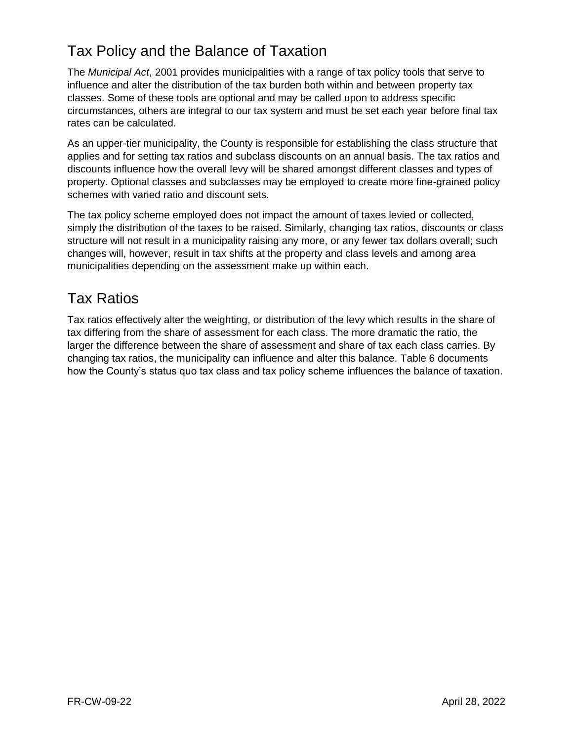## Tax Policy and the Balance of Taxation

The *Municipal Act*, 2001 provides municipalities with a range of tax policy tools that serve to influence and alter the distribution of the tax burden both within and between property tax classes. Some of these tools are optional and may be called upon to address specific circumstances, others are integral to our tax system and must be set each year before final tax rates can be calculated.

As an upper-tier municipality, the County is responsible for establishing the class structure that applies and for setting tax ratios and subclass discounts on an annual basis. The tax ratios and discounts influence how the overall levy will be shared amongst different classes and types of property. Optional classes and subclasses may be employed to create more fine-grained policy schemes with varied ratio and discount sets.

The tax policy scheme employed does not impact the amount of taxes levied or collected, simply the distribution of the taxes to be raised. Similarly, changing tax ratios, discounts or class structure will not result in a municipality raising any more, or any fewer tax dollars overall; such changes will, however, result in tax shifts at the property and class levels and among area municipalities depending on the assessment make up within each.

## Tax Ratios

Tax ratios effectively alter the weighting, or distribution of the levy which results in the share of tax differing from the share of assessment for each class. The more dramatic the ratio, the larger the difference between the share of assessment and share of tax each class carries. By changing tax ratios, the municipality can influence and alter this balance. Table 6 documents how the County's status quo tax class and tax policy scheme influences the balance of taxation.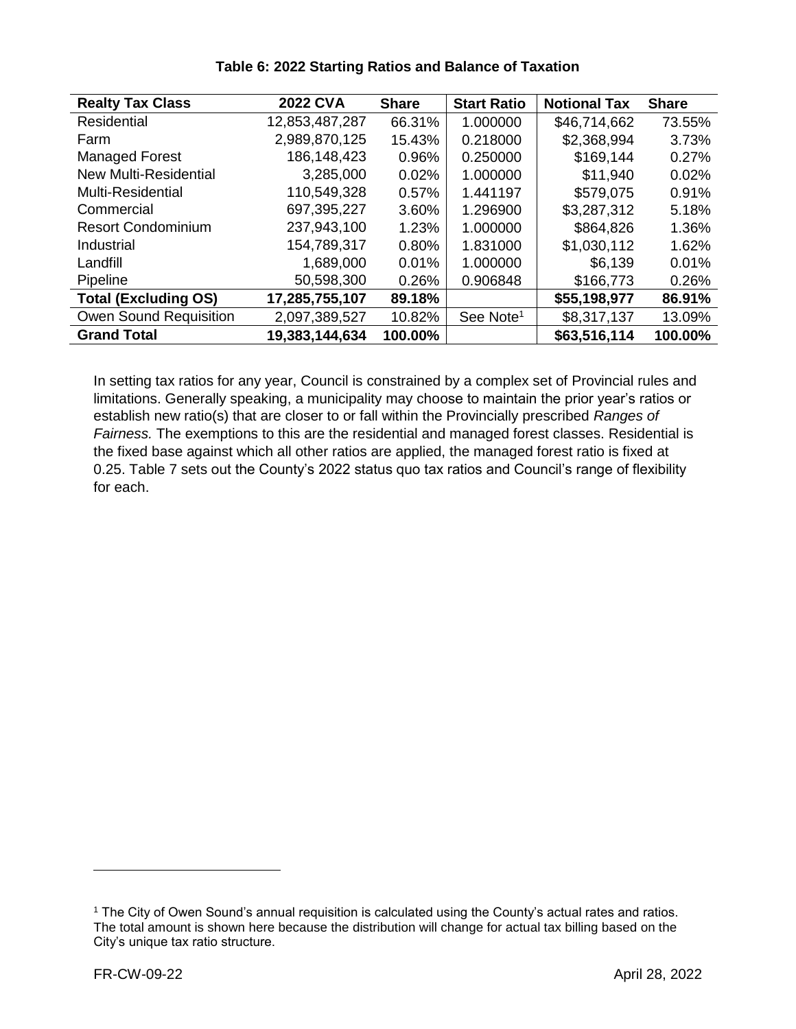**Table 6: 2022 Starting Ratios and Balance of Taxation**

| Realty Tax Class | 2022 CVA | Share | Start Ratio | Notional Tax | Share |
|---|---|---|---|---|---|
| Residential | 12,853,487,287 | 66.31% | 1.000000 | $46,714,662 | 73.55% |
| Farm | 2,989,870,125 | 15.43% | 0.218000 | $2,368,994 | 3.73% |
| Managed Forest | 186,148,423 | 0.96% | 0.250000 | $169,144 | 0.27% |
| New Multi-Residential | 3,285,000 | 0.02% | 1.000000 | $11,940 | 0.02% |
| Multi-Residential | 110,549,328 | 0.57% | 1.441197 | $579,075 | 0.91% |
| Commercial | 697,395,227 | 3.60% | 1.296900 | $3,287,312 | 5.18% |
| Resort Condominium | 237,943,100 | 1.23% | 1.000000 | $864,826 | 1.36% |
| Industrial | 154,789,317 | 0.80% | 1.831000 | $1,030,112 | 1.62% |
| Landfill | 1,689,000 | 0.01% | 1.000000 | $6,139 | 0.01% |
| Pipeline | 50,598,300 | 0.26% | 0.906848 | $166,773 | 0.26% |
| **Total (Excluding OS)** | **17,285,755,107** | **89.18%** | | **$55,198,977** | **86.91%** |
| Owen Sound Requisition | 2,097,389,527 | 10.82% | See Note[1] | $8,317,137 | 13.09% |
| **Grand Total** | **19,383,144,634** | **100.00%** | | **$63,516,114** | **100.00%** |

In setting tax ratios for any year, Council is constrained by a complex set of Provincial rules and limitations. Generally speaking, a municipality may choose to maintain the prior year's ratios or establish new ratio(s) that are closer to or fall within the Provincially prescribed *Ranges of Fairness.* The exemptions to this are the residential and managed forest classes. Residential is the fixed base against which all other ratios are applied, the managed forest ratio is fixed at 0.25. Table 7 sets out the County's 2022 status quo tax ratios and Council's range of flexibility for each.

[1] The City of Owen Sound's annual requisition is calculated using the County's actual rates and ratios. The total amount is shown here because the distribution will change for actual tax billing based on the City's unique tax ratio structure.

FR-CW-09-22 April 28, 2022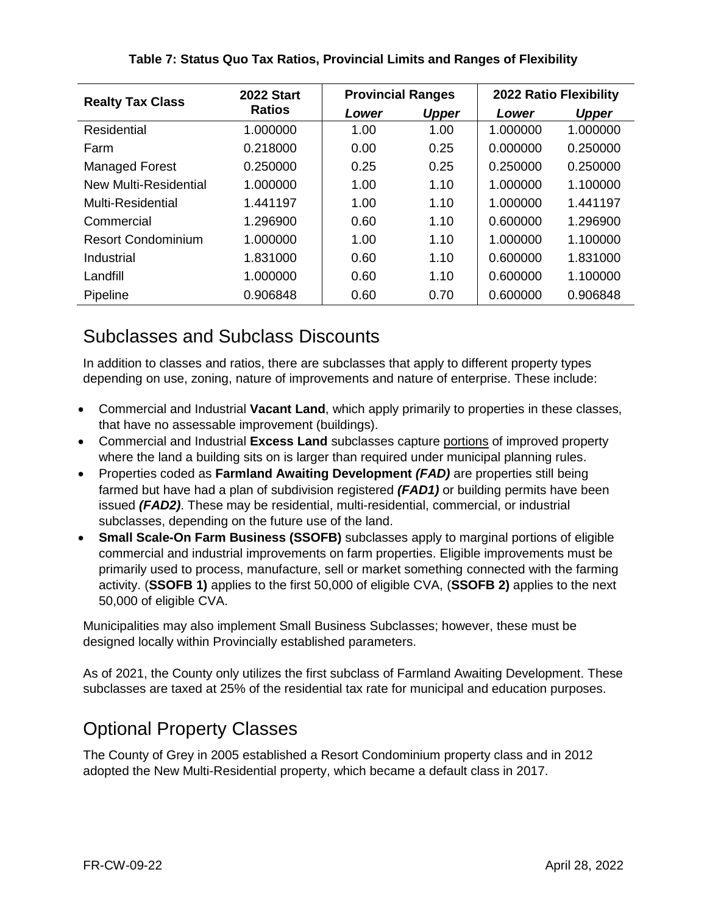**Table 7: Status Quo Tax Ratios, Provincial Limits and Ranges of Flexibility**

| Realty Tax Class | 2022 Start Ratios | Provincial Ranges | | 2022 Ratio Flexibility | |
|---|---|---|---|---|---|
| | | ***Lower*** | ***Upper*** | ***Lower*** | ***Upper*** |
| Residential | 1.000000 | 1.00 | 1.00 | 1.000000 | 1.000000 |
| Farm | 0.218000 | 0.00 | 0.25 | 0.000000 | 0.250000 |
| Managed Forest | 0.250000 | 0.25 | 0.25 | 0.250000 | 0.250000 |
| New Multi-Residential | 1.000000 | 1.00 | 1.10 | 1.000000 | 1.100000 |
| Multi-Residential | 1.441197 | 1.00 | 1.10 | 1.000000 | 1.441197 |
| Commercial | 1.296900 | 0.60 | 1.10 | 0.600000 | 1.296900 |
| Resort Condominium | 1.000000 | 1.00 | 1.10 | 1.000000 | 1.100000 |
| Industrial | 1.831000 | 0.60 | 1.10 | 0.600000 | 1.831000 |
| Landfill | 1.000000 | 0.60 | 1.10 | 0.600000 | 1.100000 |
| Pipeline | 0.906848 | 0.60 | 0.70 | 0.600000 | 0.906848 |

## Subclasses and Subclass Discounts

In addition to classes and ratios, there are subclasses that apply to different property types depending on use, zoning, nature of improvements and nature of enterprise. These include:

- Commercial and Industrial **Vacant Land**, which apply primarily to properties in these classes, that have no assessable improvement (buildings).
- Commercial and Industrial **Excess Land** subclasses capture portions of improved property where the land a building sits on is larger than required under municipal planning rules.
- Properties coded as **Farmland Awaiting Development *(FAD)*** are properties still being farmed but have had a plan of subdivision registered ***(FAD1)*** or building permits have been issued ***(FAD2)***. These may be residential, multi-residential, commercial, or industrial subclasses, depending on the future use of the land.
- **Small Scale-On Farm Business (SSOFB)** subclasses apply to marginal portions of eligible commercial and industrial improvements on farm properties. Eligible improvements must be primarily used to process, manufacture, sell or market something connected with the farming activity. (**SSOFB 1)** applies to the first 50,000 of eligible CVA, (**SSOFB 2)** applies to the next 50,000 of eligible CVA.

Municipalities may also implement Small Business Subclasses; however, these must be designed locally within Provincially established parameters.

As of 2021, the County only utilizes the first subclass of Farmland Awaiting Development. These subclasses are taxed at 25% of the residential tax rate for municipal and education purposes.

## Optional Property Classes

The County of Grey in 2005 established a Resort Condominium property class and in 2012 adopted the New Multi-Residential property, which became a default class in 2017.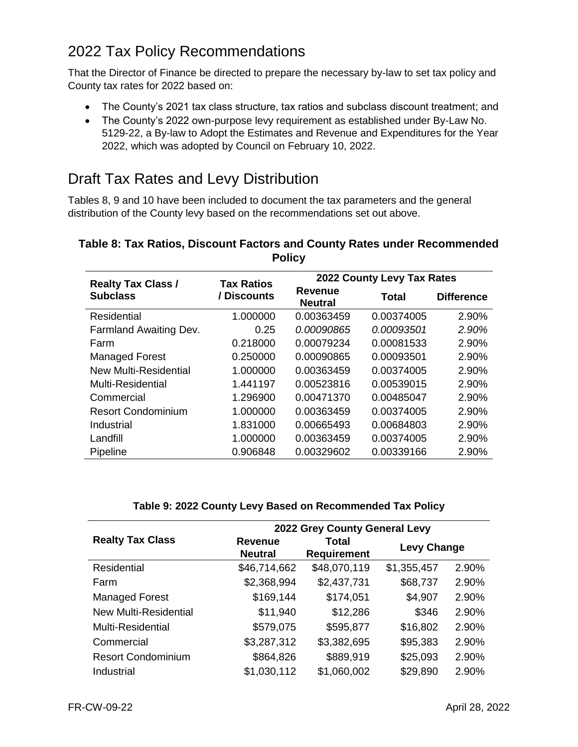## 2022 Tax Policy Recommendations

That the Director of Finance be directed to prepare the necessary by-law to set tax policy and County tax rates for 2022 based on:

- The County's 2021 tax class structure, tax ratios and subclass discount treatment; and
- The County's 2022 own-purpose levy requirement as established under By-Law No. 5129-22, a By-law to Adopt the Estimates and Revenue and Expenditures for the Year 2022, which was adopted by Council on February 10, 2022.

## Draft Tax Rates and Levy Distribution

Tables 8, 9 and 10 have been included to document the tax parameters and the general distribution of the County levy based on the recommendations set out above.

**Table 8: Tax Ratios, Discount Factors and County Rates under Recommended Policy**

| Realty Tax Class / Subclass | Tax Ratios / Discounts | 2022 County Levy Tax Rates | | |
|---|---|---|---|---|
| | | Revenue Neutral | Total | Difference |
| Residential | 1.000000 | 0.00363459 | 0.00374005 | 2.90% |
| Farmland Awaiting Dev. | 0.25 | *0.00090865* | *0.00093501* | *2.90%* |
| Farm | 0.218000 | 0.00079234 | 0.00081533 | 2.90% |
| Managed Forest | 0.250000 | 0.00090865 | 0.00093501 | 2.90% |
| New Multi-Residential | 1.000000 | 0.00363459 | 0.00374005 | 2.90% |
| Multi-Residential | 1.441197 | 0.00523816 | 0.00539015 | 2.90% |
| Commercial | 1.296900 | 0.00471370 | 0.00485047 | 2.90% |
| Resort Condominium | 1.000000 | 0.00363459 | 0.00374005 | 2.90% |
| Industrial | 1.831000 | 0.00665493 | 0.00684803 | 2.90% |
| Landfill | 1.000000 | 0.00363459 | 0.00374005 | 2.90% |
| Pipeline | 0.906848 | 0.00329602 | 0.00339166 | 2.90% |

**Table 9: 2022 County Levy Based on Recommended Tax Policy**

| Realty Tax Class | 2022 Grey County General Levy | | | |
|---|---|---|---|---|
| | Revenue Neutral | Total Requirement | Levy Change | |
| Residential | $46,714,662 | $48,070,119 | $1,355,457 | 2.90% |
| Farm | $2,368,994 | $2,437,731 | $68,737 | 2.90% |
| Managed Forest | $169,144 | $174,051 | $4,907 | 2.90% |
| New Multi-Residential | $11,940 | $12,286 | $346 | 2.90% |
| Multi-Residential | $579,075 | $595,877 | $16,802 | 2.90% |
| Commercial | $3,287,312 | $3,382,695 | $95,383 | 2.90% |
| Resort Condominium | $864,826 | $889,919 | $25,093 | 2.90% |
| Industrial | $1,030,112 | $1,060,002 | $29,890 | 2.90% |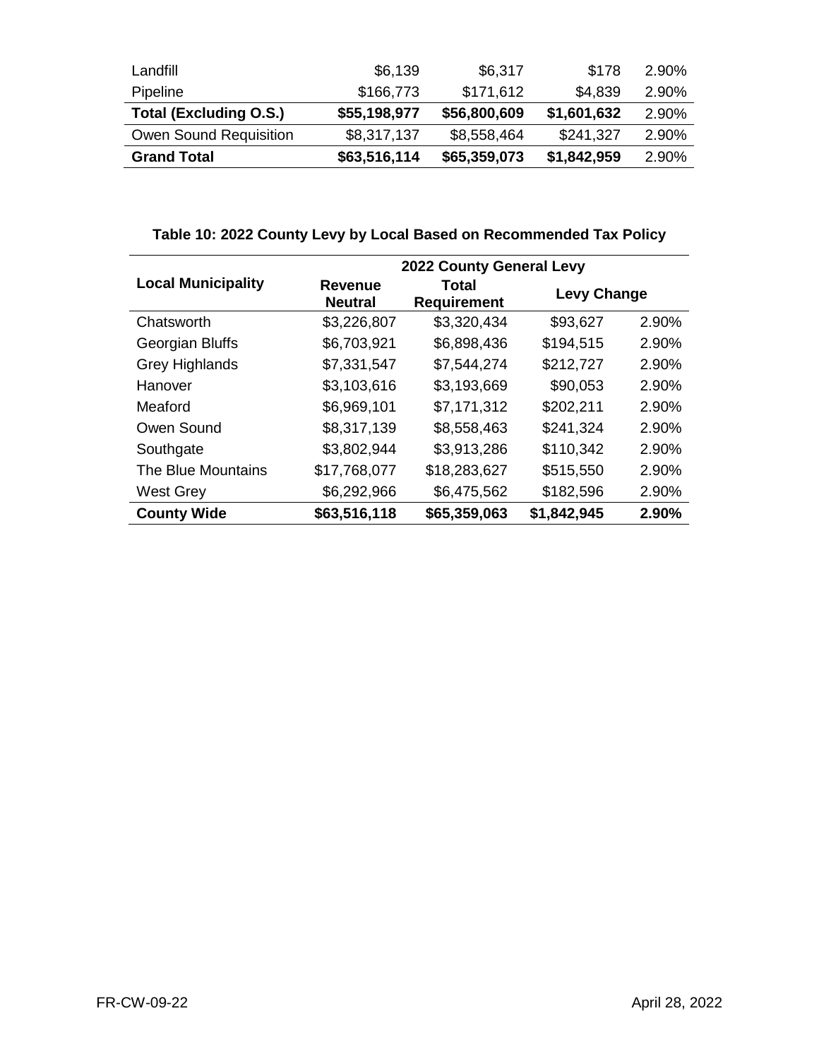| | | | | |
|---|---|---|---|---|
| Landfill | $6,139 | $6,317 | $178 | 2.90% |
| Pipeline | $166,773 | $171,612 | $4,839 | 2.90% |
| **Total (Excluding O.S.)** | **$55,198,977** | **$56,800,609** | **$1,601,632** | 2.90% |
| Owen Sound Requisition | $8,317,137 | $8,558,464 | $241,327 | 2.90% |
| **Grand Total** | **$63,516,114** | **$65,359,073** | **$1,842,959** | 2.90% |

**Table 10: 2022 County Levy by Local Based on Recommended Tax Policy**

| Local Municipality | 2022 County General Levy | | | |
|---|---|---|---|---|
| | Revenue Neutral | Total Requirement | Levy Change | |
| Chatsworth | $3,226,807 | $3,320,434 | $93,627 | 2.90% |
| Georgian Bluffs | $6,703,921 | $6,898,436 | $194,515 | 2.90% |
| Grey Highlands | $7,331,547 | $7,544,274 | $212,727 | 2.90% |
| Hanover | $3,103,616 | $3,193,669 | $90,053 | 2.90% |
| Meaford | $6,969,101 | $7,171,312 | $202,211 | 2.90% |
| Owen Sound | $8,317,139 | $8,558,463 | $241,324 | 2.90% |
| Southgate | $3,802,944 | $3,913,286 | $110,342 | 2.90% |
| The Blue Mountains | $17,768,077 | $18,283,627 | $515,550 | 2.90% |
| West Grey | $6,292,966 | $6,475,562 | $182,596 | 2.90% |
| **County Wide** | **$63,516,118** | **$65,359,063** | **$1,842,945** | **2.90%** |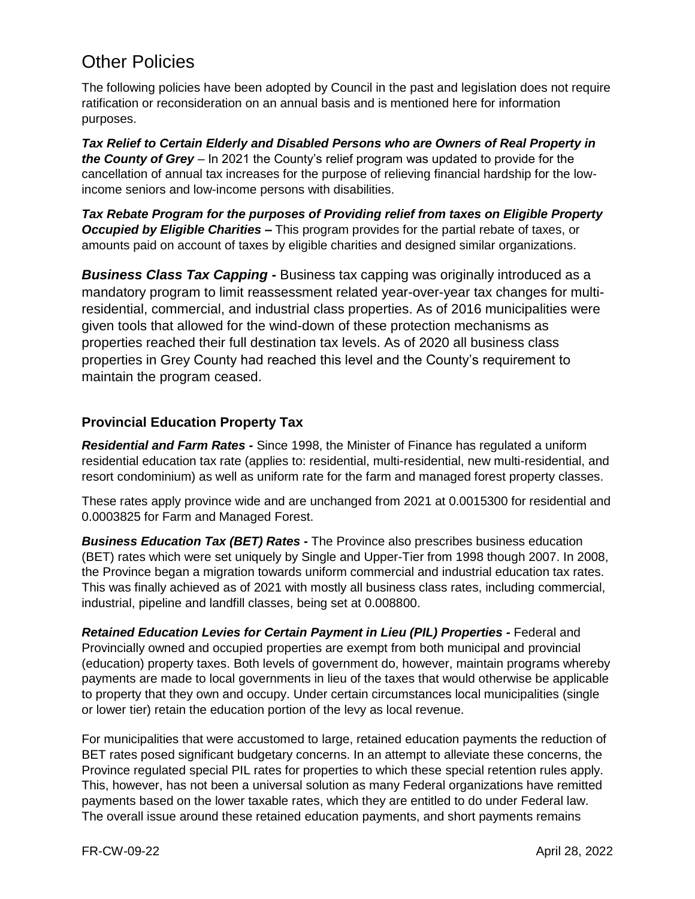# Other Policies

The following policies have been adopted by Council in the past and legislation does not require ratification or reconsideration on an annual basis and is mentioned here for information purposes.

***Tax Relief to Certain Elderly and Disabled Persons who are Owners of Real Property in the County of Grey*** – In 2021 the County's relief program was updated to provide for the cancellation of annual tax increases for the purpose of relieving financial hardship for the low-income seniors and low-income persons with disabilities.

***Tax Rebate Program for the purposes of Providing relief from taxes on Eligible Property Occupied by Eligible Charities –*** This program provides for the partial rebate of taxes, or amounts paid on account of taxes by eligible charities and designed similar organizations.

***Business Class Tax Capping -*** Business tax capping was originally introduced as a mandatory program to limit reassessment related year-over-year tax changes for multi-residential, commercial, and industrial class properties. As of 2016 municipalities were given tools that allowed for the wind-down of these protection mechanisms as properties reached their full destination tax levels. As of 2020 all business class properties in Grey County had reached this level and the County's requirement to maintain the program ceased.

## Provincial Education Property Tax

***Residential and Farm Rates -*** Since 1998, the Minister of Finance has regulated a uniform residential education tax rate (applies to: residential, multi-residential, new multi-residential, and resort condominium) as well as uniform rate for the farm and managed forest property classes.

These rates apply province wide and are unchanged from 2021 at 0.0015300 for residential and 0.0003825 for Farm and Managed Forest.

***Business Education Tax (BET) Rates -*** The Province also prescribes business education (BET) rates which were set uniquely by Single and Upper-Tier from 1998 though 2007. In 2008, the Province began a migration towards uniform commercial and industrial education tax rates. This was finally achieved as of 2021 with mostly all business class rates, including commercial, industrial, pipeline and landfill classes, being set at 0.008800.

***Retained Education Levies for Certain Payment in Lieu (PIL) Properties -*** Federal and Provincially owned and occupied properties are exempt from both municipal and provincial (education) property taxes. Both levels of government do, however, maintain programs whereby payments are made to local governments in lieu of the taxes that would otherwise be applicable to property that they own and occupy. Under certain circumstances local municipalities (single or lower tier) retain the education portion of the levy as local revenue.

For municipalities that were accustomed to large, retained education payments the reduction of BET rates posed significant budgetary concerns. In an attempt to alleviate these concerns, the Province regulated special PIL rates for properties to which these special retention rules apply. This, however, has not been a universal solution as many Federal organizations have remitted payments based on the lower taxable rates, which they are entitled to do under Federal law. The overall issue around these retained education payments, and short payments remains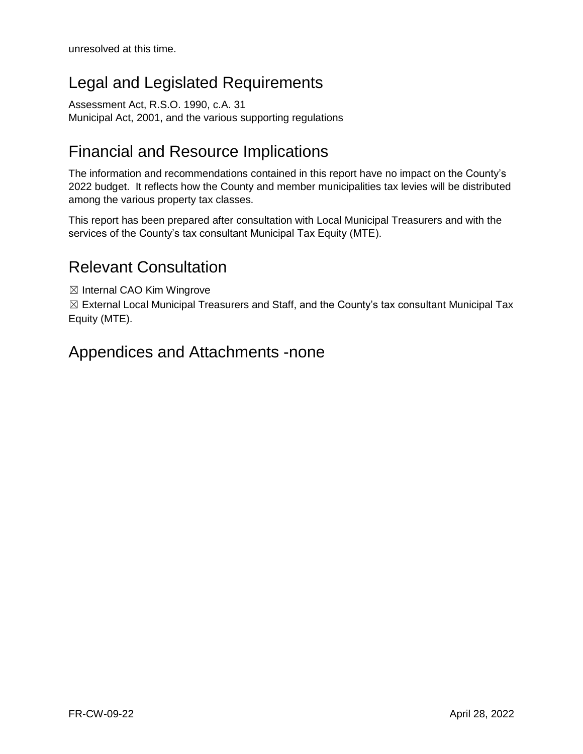unresolved at this time.

## Legal and Legislated Requirements

Assessment Act, R.S.O. 1990, c.A. 31
Municipal Act, 2001, and the various supporting regulations

## Financial and Resource Implications

The information and recommendations contained in this report have no impact on the County's 2022 budget. It reflects how the County and member municipalities tax levies will be distributed among the various property tax classes.

This report has been prepared after consultation with Local Municipal Treasurers and with the services of the County's tax consultant Municipal Tax Equity (MTE).

## Relevant Consultation

☒ Internal CAO Kim Wingrove

☒ External Local Municipal Treasurers and Staff, and the County's tax consultant Municipal Tax Equity (MTE).

## Appendices and Attachments -none